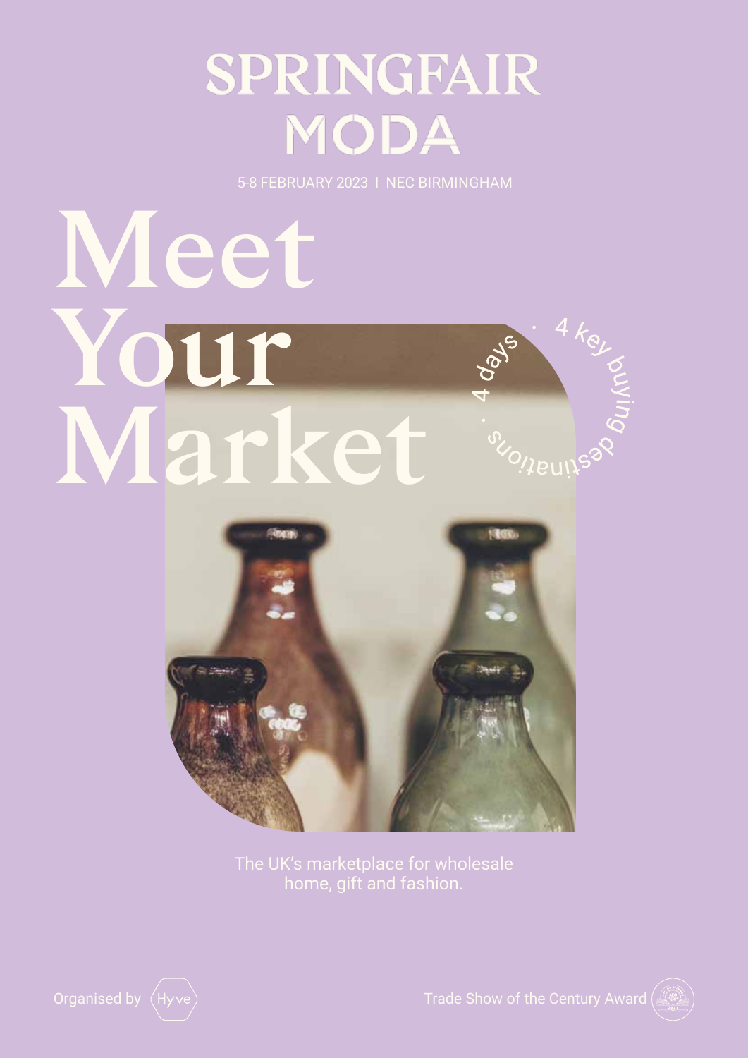# SPRINGFAIR MODA

5-8 FEBRUARY 2023 | NEC BIRMINGHAM

# Meet Your Market

4 days · 4 key buying destinations ·

The UK's marketplace for wholesale home, gift and fashion.

Organised by Hyve

Trade Show of the Century Award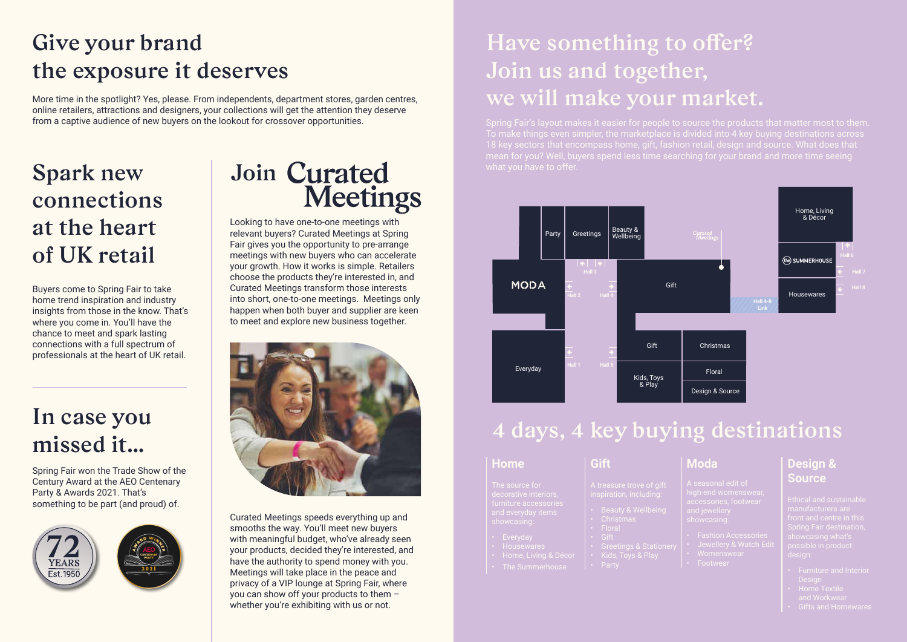# Give your brand the exposure it deserves

More time in the spotlight? Yes, please. From independents, department stores, garden centres, online retailers, attractions and designers, your collections will get the attention they deserve from a captive audience of new buyers on the lookout for crossover opportunities.

## Spark new connections at the heart of UK retail

Buyers come to Spring Fair to take home trend inspiration and industry insights from those in the know. That's where you come in. You'll have the chance to meet and spark lasting connections with a full spectrum of professionals at the heart of UK retail.

## In case you missed it...

Spring Fair won the Trade Show of the Century Award at the AEO Centenary Party & Awards 2021. That's something to be part (and proud) of.

72 YEARS Est.1950

AWARD WINNER AEO CENTENARY PARTY 2021

## Join Curated Meetings

Looking to have one-to-one meetings with relevant buyers? Curated Meetings at Spring Fair gives you the opportunity to pre-arrange meetings with new buyers who can accelerate your growth. How it works is simple. Retailers choose the products they're interested in, and Curated Meetings transform those interests into short, one-to-one meetings. Meetings only happen when both buyer and supplier are keen to meet and explore new business together.

Curated Meetings speeds everything up and smooths the way. You'll meet new buyers with meaningful budget, who've already seen your products, decided they're interested, and have the authority to spend money with you. Meetings will take place in the peace and privacy of a VIP lounge at Spring Fair, where you can show off your products to them – whether you're exhibiting with us or not.

# Have something to offer? Join us and together, we will make your market.

Spring Fair's layout makes it easier for people to source the products that matter most to them. To make things even simpler, the marketplace is divided into 4 key buying destinations across 18 key sectors that encompass home, gift, fashion retail, design and source. What does that mean for you? Well, buyers spend less time searching for your brand and more time seeing what you have to offer.

Party | Greetings | Beauty & Wellbeing | Curated Meetings | Home, Living & Décor | MODA | Hall 3 | Hall 2 | Hall 4 | Gift | the SUMMERHOUSE | Hall 6 | Hall 7 | Hall 8 | Housewares | Hall 4-8 Link | Everyday | Hall 1 | Hall 5 | Gift | Christmas | Kids, Toys & Play | Floral | Design & Source

## 4 days, 4 key buying destinations

### Home

The source for decorative interiors, furniture accessories and everyday items showcasing:

- Everyday
- Housewares
- Home, Living & Décor
- The Summerhouse

### Gift

A treasure trove of gift inspiration, including:

- Beauty & Wellbeing
- Christmas
- Floral
- Gift
- Greetings & Stationery
- Kids, Toys & Play
- Party

### Moda

A seasonal edit of high-end womenswear, accessories, footwear and jewellery showcasing:

- Fashion Accessories
- Jewellery & Watch Edit
- Womenswear
- Footwear

### Design & Source

Ethical and sustainable manufacturers are front and centre in this Spring Fair destination, showcasing what's possible in product design:

- Furniture and Interior Design
- Home Textile and Workwear
- Gifts and Homewares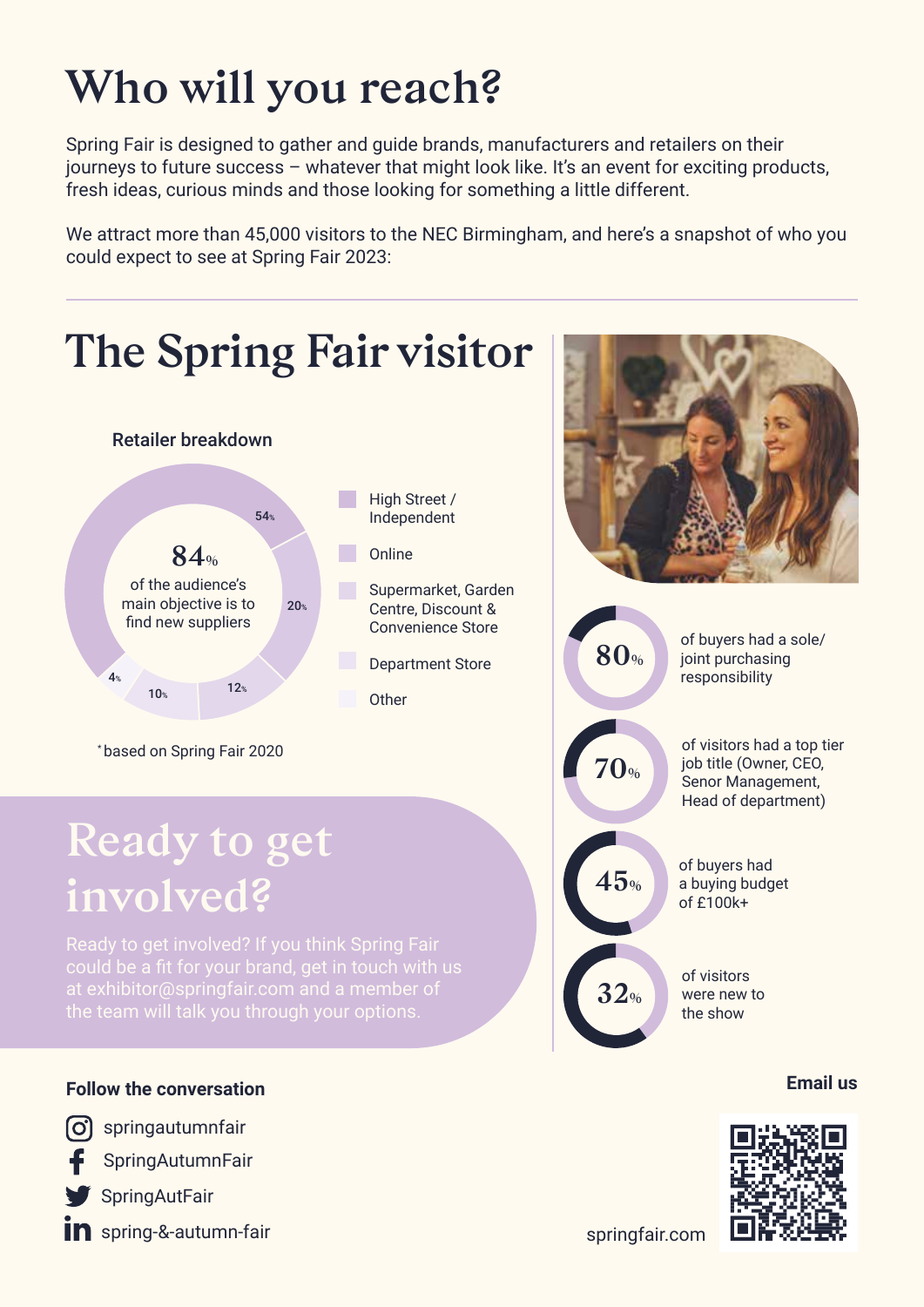# Who will you reach?

Spring Fair is designed to gather and guide brands, manufacturers and retailers on their journeys to future success – whatever that might look like. It's an event for exciting products, fresh ideas, curious minds and those looking for something a little different.

We attract more than 45,000 visitors to the NEC Birmingham, and here's a snapshot of who you could expect to see at Spring Fair 2023:

## The Spring Fair visitor

### Retailer breakdown

84% of the audience's main objective is to find new suppliers

54%
20%
12%
10%
4%

- High Street / Independent
- Online
- Supermarket, Garden Centre, Discount & Convenience Store
- Department Store
- Other

*based on Spring Fair 2020

80% of buyers had a sole/ joint purchasing responsibility

70% of visitors had a top tier job title (Owner, CEO, Senor Management, Head of department)

45% of buyers had a buying budget of £100k+

32% of visitors were new to the show

## Ready to get involved?

Ready to get involved? If you think Spring Fair could be a fit for your brand, get in touch with us at exhibitor@springfair.com and a member of the team will talk you through your options.

**Follow the conversation**

- springautumnfair
- SpringAutumnFair
- SpringAutFair
- spring-&-autumn-fair

**Email us**

springfair.com